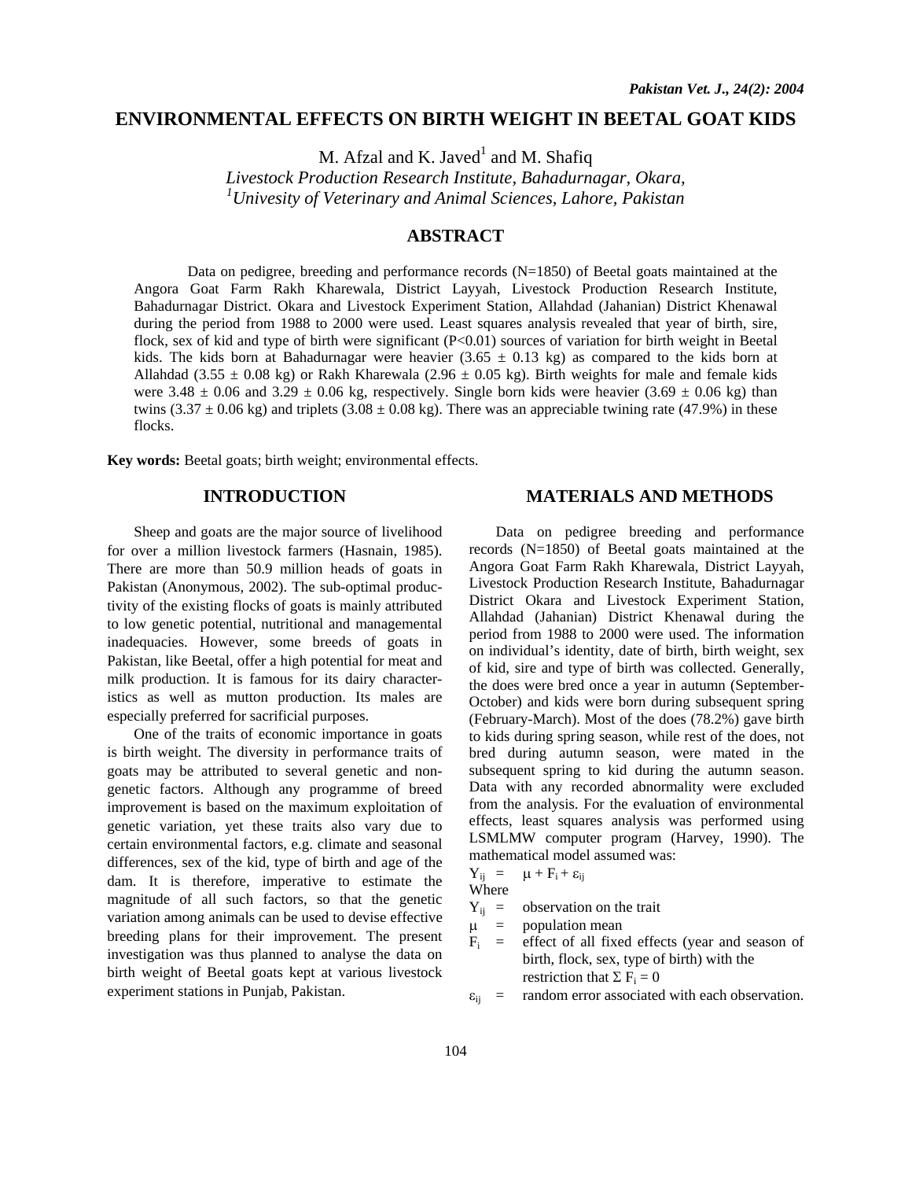# ENVIRONMENTAL EFFECTS ON BIRTH WEIGHT IN BEETAL GOAT KIDS

M. Afzal and K. Javed[1] and M. Shafiq

*Livestock Production Research Institute, Bahadurnagar, Okara,*
*[1]Univesity of Veterinary and Animal Sciences, Lahore, Pakistan*

## ABSTRACT

Data on pedigree, breeding and performance records (N=1850) of Beetal goats maintained at the Angora Goat Farm Rakh Kharewala, District Layyah, Livestock Production Research Institute, Bahadurnagar District. Okara and Livestock Experiment Station, Allahdad (Jahanian) District Khenawal during the period from 1988 to 2000 were used. Least squares analysis revealed that year of birth, sire, flock, sex of kid and type of birth were significant ($P<0.01$) sources of variation for birth weight in Beetal kids. The kids born at Bahadurnagar were heavier ($3.65 \pm 0.13$ kg) as compared to the kids born at Allahdad ($3.55 \pm 0.08$ kg) or Rakh Kharewala ($2.96 \pm 0.05$ kg). Birth weights for male and female kids were $3.48 \pm 0.06$ and $3.29 \pm 0.06$ kg, respectively. Single born kids were heavier ($3.69 \pm 0.06$ kg) than twins ($3.37 \pm 0.06$ kg) and triplets ($3.08 \pm 0.08$ kg). There was an appreciable twining rate (47.9%) in these flocks.

**Key words:** Beetal goats; birth weight; environmental effects.

## INTRODUCTION

Sheep and goats are the major source of livelihood for over a million livestock farmers (Hasnain, 1985). There are more than 50.9 million heads of goats in Pakistan (Anonymous, 2002). The sub-optimal productivity of the existing flocks of goats is mainly attributed to low genetic potential, nutritional and managemental inadequacies. However, some breeds of goats in Pakistan, like Beetal, offer a high potential for meat and milk production. It is famous for its dairy characteristics as well as mutton production. Its males are especially preferred for sacrificial purposes.

One of the traits of economic importance in goats is birth weight. The diversity in performance traits of goats may be attributed to several genetic and non-genetic factors. Although any programme of breed improvement is based on the maximum exploitation of genetic variation, yet these traits also vary due to certain environmental factors, e.g. climate and seasonal differences, sex of the kid, type of birth and age of the dam. It is therefore, imperative to estimate the magnitude of all such factors, so that the genetic variation among animals can be used to devise effective breeding plans for their improvement. The present investigation was thus planned to analyse the data on birth weight of Beetal goats kept at various livestock experiment stations in Punjab, Pakistan.

## MATERIALS AND METHODS

Data on pedigree breeding and performance records (N=1850) of Beetal goats maintained at the Angora Goat Farm Rakh Kharewala, District Layyah, Livestock Production Research Institute, Bahadurnagar District Okara and Livestock Experiment Station, Allahdad (Jahanian) District Khenawal during the period from 1988 to 2000 were used. The information on individual's identity, date of birth, birth weight, sex of kid, sire and type of birth was collected. Generally, the does were bred once a year in autumn (September-October) and kids were born during subsequent spring (February-March). Most of the does (78.2%) gave birth to kids during spring season, while rest of the does, not bred during autumn season, were mated in the subsequent spring to kid during the autumn season. Data with any recorded abnormality were excluded from the analysis. For the evaluation of environmental effects, least squares analysis was performed using LSMLMW computer program (Harvey, 1990). The mathematical model assumed was:

$$Y_{ij} = \mu + F_i + \varepsilon_{ij}$$

Where

$Y_{ij}$ = observation on the trait

$\mu$ = population mean

$F_i$ = effect of all fixed effects (year and season of birth, flock, sex, type of birth) with the restriction that $\Sigma F_i = 0$

$\varepsilon_{ij}$ = random error associated with each observation.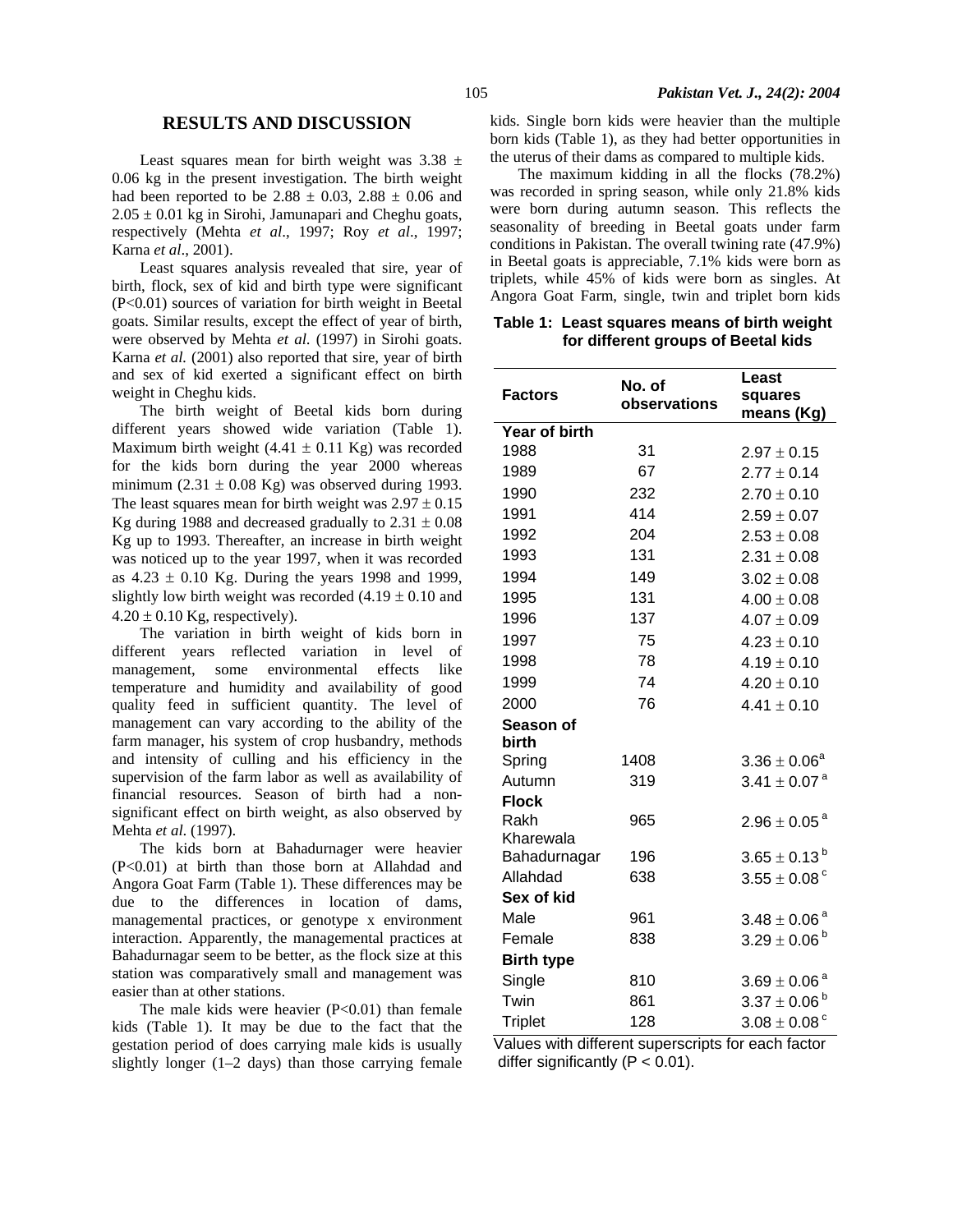## RESULTS AND DISCUSSION

Least squares mean for birth weight was 3.38 ± 0.06 kg in the present investigation. The birth weight had been reported to be 2.88 ± 0.03, 2.88 ± 0.06 and 2.05 ± 0.01 kg in Sirohi, Jamunapari and Cheghu goats, respectively (Mehta *et al*., 1997; Roy *et al*., 1997; Karna *et al*., 2001).

Least squares analysis revealed that sire, year of birth, flock, sex of kid and birth type were significant ($P<0.01$) sources of variation for birth weight in Beetal goats. Similar results, except the effect of year of birth, were observed by Mehta *et al.* (1997) in Sirohi goats. Karna *et al.* (2001) also reported that sire, year of birth and sex of kid exerted a significant effect on birth weight in Cheghu kids.

The birth weight of Beetal kids born during different years showed wide variation (Table 1). Maximum birth weight (4.41 ± 0.11 Kg) was recorded for the kids born during the year 2000 whereas minimum (2.31 ± 0.08 Kg) was observed during 1993. The least squares mean for birth weight was 2.97 ± 0.15 Kg during 1988 and decreased gradually to 2.31 ± 0.08 Kg up to 1993. Thereafter, an increase in birth weight was noticed up to the year 1997, when it was recorded as 4.23 ± 0.10 Kg. During the years 1998 and 1999, slightly low birth weight was recorded (4.19 ± 0.10 and 4.20 ± 0.10 Kg, respectively).

The variation in birth weight of kids born in different years reflected variation in level of management, some environmental effects like temperature and humidity and availability of good quality feed in sufficient quantity. The level of management can vary according to the ability of the farm manager, his system of crop husbandry, methods and intensity of culling and his efficiency in the supervision of the farm labor as well as availability of financial resources. Season of birth had a non-significant effect on birth weight, as also observed by Mehta *et al*. (1997).

The kids born at Bahadurnager were heavier ($P<0.01$) at birth than those born at Allahdad and Angora Goat Farm (Table 1). These differences may be due to the differences in location of dams, managemental practices, or genotype x environment interaction. Apparently, the managemental practices at Bahadurnagar seem to be better, as the flock size at this station was comparatively small and management was easier than at other stations.

The male kids were heavier ($P<0.01$) than female kids (Table 1). It may be due to the fact that the gestation period of does carrying male kids is usually slightly longer (1–2 days) than those carrying female kids. Single born kids were heavier than the multiple born kids (Table 1), as they had better opportunities in the uterus of their dams as compared to multiple kids.

The maximum kidding in all the flocks (78.2%) was recorded in spring season, while only 21.8% kids were born during autumn season. This reflects the seasonality of breeding in Beetal goats under farm conditions in Pakistan. The overall twining rate (47.9%) in Beetal goats is appreciable, 7.1% kids were born as triplets, while 45% of kids were born as singles. At Angora Goat Farm, single, twin and triplet born kids

**Table 1: Least squares means of birth weight for different groups of Beetal kids**

| Factors | No. of observations | Least squares means (Kg) |
|---|---|---|
| **Year of birth** | | |
| 1988 | 31 | 2.97 ± 0.15 |
| 1989 | 67 | 2.77 ± 0.14 |
| 1990 | 232 | 2.70 ± 0.10 |
| 1991 | 414 | 2.59 ± 0.07 |
| 1992 | 204 | 2.53 ± 0.08 |
| 1993 | 131 | 2.31 ± 0.08 |
| 1994 | 149 | 3.02 ± 0.08 |
| 1995 | 131 | 4.00 ± 0.08 |
| 1996 | 137 | 4.07 ± 0.09 |
| 1997 | 75 | 4.23 ± 0.10 |
| 1998 | 78 | 4.19 ± 0.10 |
| 1999 | 74 | 4.20 ± 0.10 |
| 2000 | 76 | 4.41 ± 0.10 |
| **Season of birth** | | |
| Spring | 1408 | 3.36 ± 0.06[a] |
| Autumn | 319 | 3.41 ± 0.07[a] |
| **Flock** | | |
| Rakh Kharewala | 965 | 2.96 ± 0.05[a] |
| Bahadurnagar | 196 | 3.65 ± 0.13[b] |
| Allahdad | 638 | 3.55 ± 0.08[c] |
| **Sex of kid** | | |
| Male | 961 | 3.48 ± 0.06[a] |
| Female | 838 | 3.29 ± 0.06[b] |
| **Birth type** | | |
| Single | 810 | 3.69 ± 0.06[a] |
| Twin | 861 | 3.37 ± 0.06[b] |
| Triplet | 128 | 3.08 ± 0.08[c] |

Values with different superscripts for each factor differ significantly ($P < 0.01$).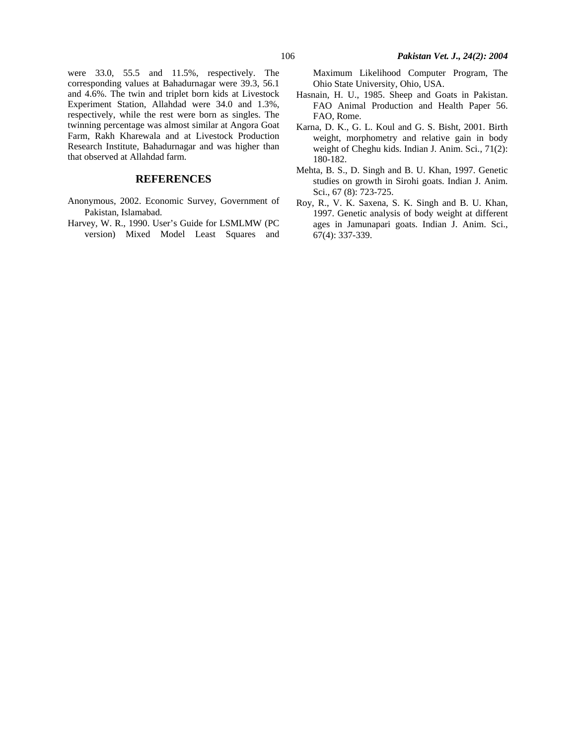were 33.0, 55.5 and 11.5%, respectively. The corresponding values at Bahadurnagar were 39.3, 56.1 and 4.6%. The twin and triplet born kids at Livestock Experiment Station, Allahdad were 34.0 and 1.3%, respectively, while the rest were born as singles. The twinning percentage was almost similar at Angora Goat Farm, Rakh Kharewala and at Livestock Production Research Institute, Bahadurnagar and was higher than that observed at Allahdad farm.

## REFERENCES

Anonymous, 2002. Economic Survey, Government of Pakistan, Islamabad.

Harvey, W. R., 1990. User's Guide for LSMLMW (PC version) Mixed Model Least Squares and Maximum Likelihood Computer Program, The Ohio State University, Ohio, USA.

Hasnain, H. U., 1985. Sheep and Goats in Pakistan. FAO Animal Production and Health Paper 56. FAO, Rome.

Karna, D. K., G. L. Koul and G. S. Bisht, 2001. Birth weight, morphometry and relative gain in body weight of Cheghu kids. Indian J. Anim. Sci., 71(2): 180-182.

Mehta, B. S., D. Singh and B. U. Khan, 1997. Genetic studies on growth in Sirohi goats. Indian J. Anim. Sci., 67 (8): 723-725.

Roy, R., V. K. Saxena, S. K. Singh and B. U. Khan, 1997. Genetic analysis of body weight at different ages in Jamunapari goats. Indian J. Anim. Sci., 67(4): 337-339.